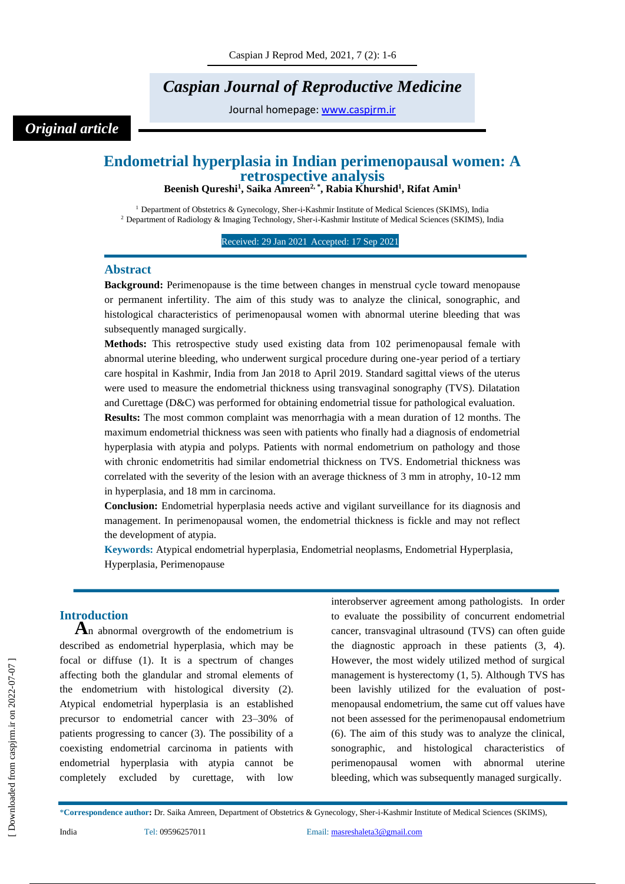*Original article*

# Endometrial hyperplasia in Indian perimenopausal women: A retrospective analysis

**Beenish Qureshi[1], Saika Amreen[2,*], Rabia Khurshid[1], Rifat Amin[1]**

[1] Department of Obstetrics & Gynecology, Sher-i-Kashmir Institute of Medical Sciences (SKIMS), India
[2] Department of Radiology & Imaging Technology, Sher-i-Kashmir Institute of Medical Sciences (SKIMS), India

Received: 29 Jan 2021 Accepted: 17 Sep 2021

## Abstract

**Background:** Perimenopause is the time between changes in menstrual cycle toward menopause or permanent infertility. The aim of this study was to analyze the clinical, sonographic, and histological characteristics of perimenopausal women with abnormal uterine bleeding that was subsequently managed surgically.

**Methods:** This retrospective study used existing data from 102 perimenopausal female with abnormal uterine bleeding, who underwent surgical procedure during one-year period of a tertiary care hospital in Kashmir, India from Jan 2018 to April 2019. Standard sagittal views of the uterus were used to measure the endometrial thickness using transvaginal sonography (TVS). Dilatation and Curettage (D&C) was performed for obtaining endometrial tissue for pathological evaluation.

**Results:** The most common complaint was menorrhagia with a mean duration of 12 months. The maximum endometrial thickness was seen with patients who finally had a diagnosis of endometrial hyperplasia with atypia and polyps. Patients with normal endometrium on pathology and those with chronic endometritis had similar endometrial thickness on TVS. Endometrial thickness was correlated with the severity of the lesion with an average thickness of 3 mm in atrophy, 10-12 mm in hyperplasia, and 18 mm in carcinoma.

**Conclusion:** Endometrial hyperplasia needs active and vigilant surveillance for its diagnosis and management. In perimenopausal women, the endometrial thickness is fickle and may not reflect the development of atypia.

**Keywords:** Atypical endometrial hyperplasia, Endometrial neoplasms, Endometrial Hyperplasia, Hyperplasia, Perimenopause

## Introduction

An abnormal overgrowth of the endometrium is described as endometrial hyperplasia, which may be focal or diffuse (1). It is a spectrum of changes affecting both the glandular and stromal elements of the endometrium with histological diversity (2). Atypical endometrial hyperplasia is an established precursor to endometrial cancer with 23–30% of patients progressing to cancer (3). The possibility of a coexisting endometrial carcinoma in patients with endometrial hyperplasia with atypia cannot be completely excluded by curettage, with low interobserver agreement among pathologists. In order to evaluate the possibility of concurrent endometrial cancer, transvaginal ultrasound (TVS) can often guide the diagnostic approach in these patients (3, 4). However, the most widely utilized method of surgical management is hysterectomy (1, 5). Although TVS has been lavishly utilized for the evaluation of post-menopausal endometrium, the same cut off values have not been assessed for the perimenopausal endometrium (6). The aim of this study was to analyze the clinical, sonographic, and histological characteristics of perimenopausal women with abnormal uterine bleeding, which was subsequently managed surgically.

*Correspondence author: Dr. Saika Amreen, Department of Obstetrics & Gynecology, Sher-i-Kashmir Institute of Medical Sciences (SKIMS), India Tel: 09596257011 Email: masreshaleta3@gmail.com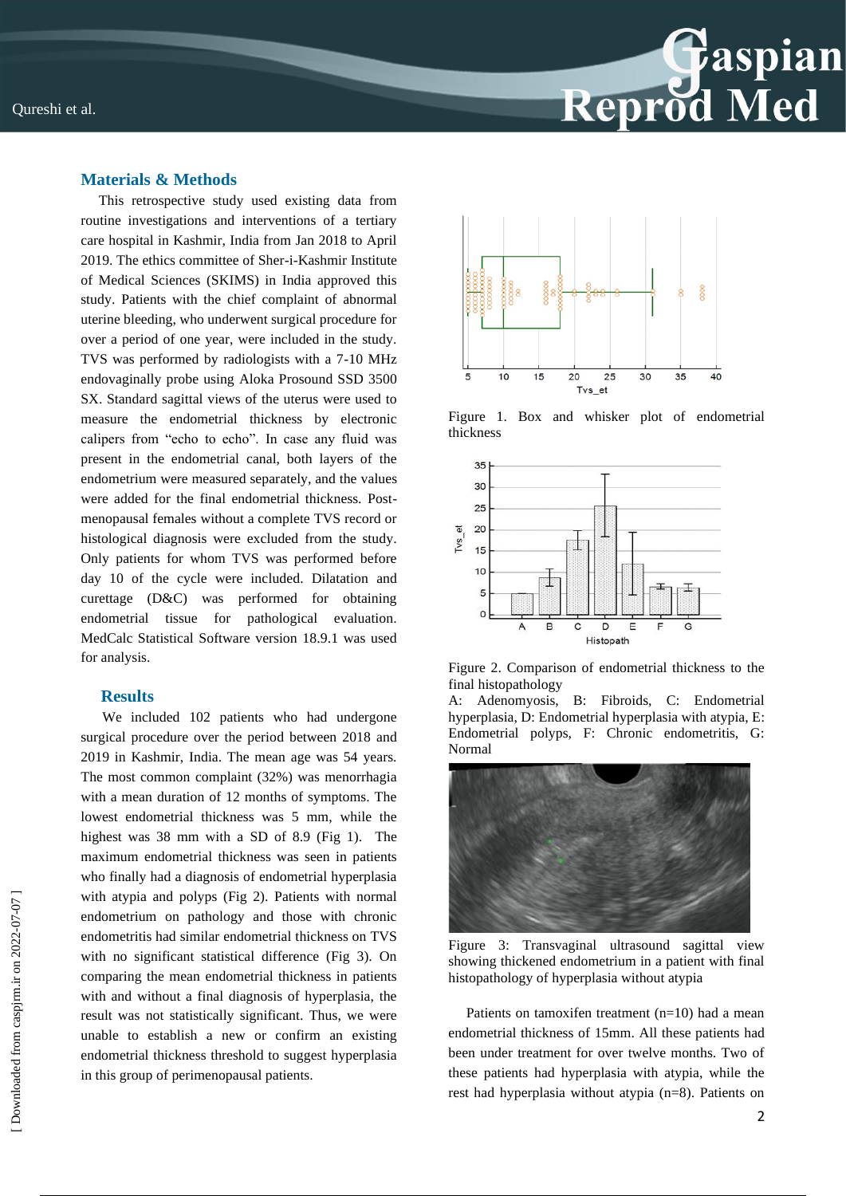## Materials & Methods

This retrospective study used existing data from routine investigations and interventions of a tertiary care hospital in Kashmir, India from Jan 2018 to April 2019. The ethics committee of Sher-i-Kashmir Institute of Medical Sciences (SKIMS) in India approved this study. Patients with the chief complaint of abnormal uterine bleeding, who underwent surgical procedure for over a period of one year, were included in the study. TVS was performed by radiologists with a 7-10 MHz endovaginally probe using Aloka Prosound SSD 3500 SX. Standard sagittal views of the uterus were used to measure the endometrial thickness by electronic calipers from “echo to echo”. In case any fluid was present in the endometrial canal, both layers of the endometrium were measured separately, and the values were added for the final endometrial thickness. Post-menopausal females without a complete TVS record or histological diagnosis were excluded from the study. Only patients for whom TVS was performed before day 10 of the cycle were included. Dilatation and curettage (D&C) was performed for obtaining endometrial tissue for pathological evaluation. MedCalc Statistical Software version 18.9.1 was used for analysis.

## Results

We included 102 patients who had undergone surgical procedure over the period between 2018 and 2019 in Kashmir, India. The mean age was 54 years. The most common complaint (32%) was menorrhagia with a mean duration of 12 months of symptoms. The lowest endometrial thickness was 5 mm, while the highest was 38 mm with a SD of 8.9 (Fig 1). The maximum endometrial thickness was seen in patients who finally had a diagnosis of endometrial hyperplasia with atypia and polyps (Fig 2). Patients with normal endometrium on pathology and those with chronic endometritis had similar endometrial thickness on TVS with no significant statistical difference (Fig 3). On comparing the mean endometrial thickness in patients with and without a final diagnosis of hyperplasia, the result was not statistically significant. Thus, we were unable to establish a new or confirm an existing endometrial thickness threshold to suggest hyperplasia in this group of perimenopausal patients.

Figure 1. Box and whisker plot of endometrial thickness

Figure 2. Comparison of endometrial thickness to the final histopathology

A: Adenomyosis, B: Fibroids, C: Endometrial hyperplasia, D: Endometrial hyperplasia with atypia, E: Endometrial polyps, F: Chronic endometritis, G: Normal

Figure 3: Transvaginal ultrasound sagittal view showing thickened endometrium in a patient with final histopathology of hyperplasia without atypia

Patients on tamoxifen treatment (n=10) had a mean endometrial thickness of 15mm. All these patients had been under treatment for over twelve months. Two of these patients had hyperplasia with atypia, while the rest had hyperplasia without atypia (n=8). Patients on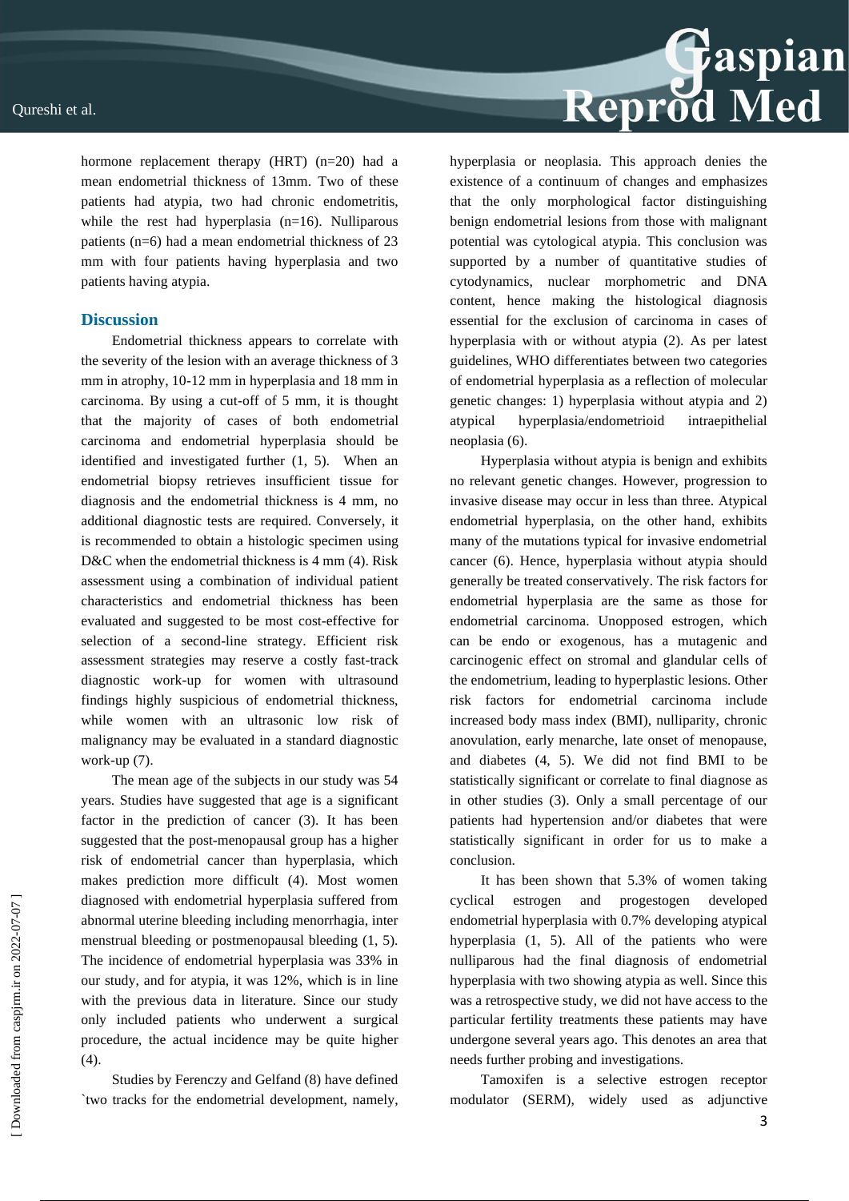hormone replacement therapy (HRT) (n=20) had a mean endometrial thickness of 13mm. Two of these patients had atypia, two had chronic endometritis, while the rest had hyperplasia (n=16). Nulliparous patients (n=6) had a mean endometrial thickness of 23 mm with four patients having hyperplasia and two patients having atypia.

## Discussion

Endometrial thickness appears to correlate with the severity of the lesion with an average thickness of 3 mm in atrophy, 10-12 mm in hyperplasia and 18 mm in carcinoma. By using a cut-off of 5 mm, it is thought that the majority of cases of both endometrial carcinoma and endometrial hyperplasia should be identified and investigated further (1, 5). When an endometrial biopsy retrieves insufficient tissue for diagnosis and the endometrial thickness is 4 mm, no additional diagnostic tests are required. Conversely, it is recommended to obtain a histologic specimen using D&C when the endometrial thickness is 4 mm (4). Risk assessment using a combination of individual patient characteristics and endometrial thickness has been evaluated and suggested to be most cost-effective for selection of a second-line strategy. Efficient risk assessment strategies may reserve a costly fast-track diagnostic work-up for women with ultrasound findings highly suspicious of endometrial thickness, while women with an ultrasonic low risk of malignancy may be evaluated in a standard diagnostic work-up (7).

The mean age of the subjects in our study was 54 years. Studies have suggested that age is a significant factor in the prediction of cancer (3). It has been suggested that the post-menopausal group has a higher risk of endometrial cancer than hyperplasia, which makes prediction more difficult (4). Most women diagnosed with endometrial hyperplasia suffered from abnormal uterine bleeding including menorrhagia, inter menstrual bleeding or postmenopausal bleeding (1, 5). The incidence of endometrial hyperplasia was 33% in our study, and for atypia, it was 12%, which is in line with the previous data in literature. Since our study only included patients who underwent a surgical procedure, the actual incidence may be quite higher (4).

Studies by Ferenczy and Gelfand (8) have defined `two tracks for the endometrial development, namely, hyperplasia or neoplasia. This approach denies the existence of a continuum of changes and emphasizes that the only morphological factor distinguishing benign endometrial lesions from those with malignant potential was cytological atypia. This conclusion was supported by a number of quantitative studies of cytodynamics, nuclear morphometric and DNA content, hence making the histological diagnosis essential for the exclusion of carcinoma in cases of hyperplasia with or without atypia (2). As per latest guidelines, WHO differentiates between two categories of endometrial hyperplasia as a reflection of molecular genetic changes: 1) hyperplasia without atypia and 2) atypical hyperplasia/endometrioid intraepithelial neoplasia (6).

Hyperplasia without atypia is benign and exhibits no relevant genetic changes. However, progression to invasive disease may occur in less than three. Atypical endometrial hyperplasia, on the other hand, exhibits many of the mutations typical for invasive endometrial cancer (6). Hence, hyperplasia without atypia should generally be treated conservatively. The risk factors for endometrial hyperplasia are the same as those for endometrial carcinoma. Unopposed estrogen, which can be endo or exogenous, has a mutagenic and carcinogenic effect on stromal and glandular cells of the endometrium, leading to hyperplastic lesions. Other risk factors for endometrial carcinoma include increased body mass index (BMI), nulliparity, chronic anovulation, early menarche, late onset of menopause, and diabetes (4, 5). We did not find BMI to be statistically significant or correlate to final diagnose as in other studies (3). Only a small percentage of our patients had hypertension and/or diabetes that were statistically significant in order for us to make a conclusion.

It has been shown that 5.3% of women taking cyclical estrogen and progestogen developed endometrial hyperplasia with 0.7% developing atypical hyperplasia (1, 5). All of the patients who were nulliparous had the final diagnosis of endometrial hyperplasia with two showing atypia as well. Since this was a retrospective study, we did not have access to the particular fertility treatments these patients may have undergone several years ago. This denotes an area that needs further probing and investigations.

Tamoxifen is a selective estrogen receptor modulator (SERM), widely used as adjunctive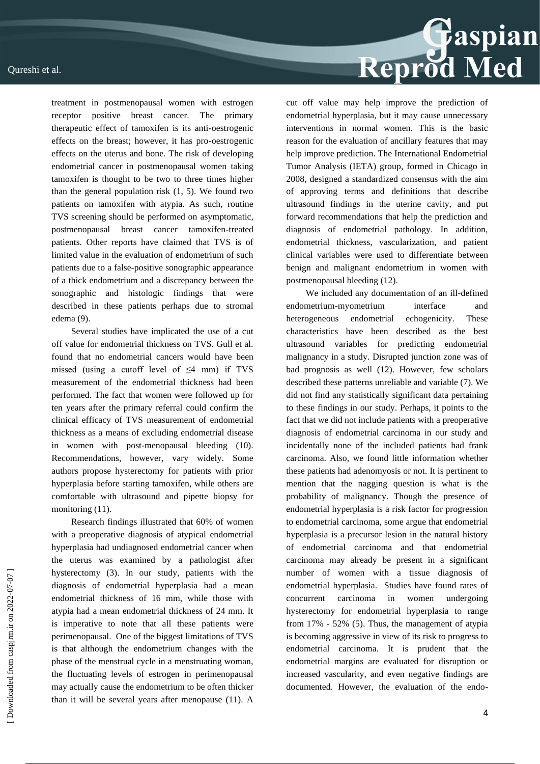treatment in postmenopausal women with estrogen receptor positive breast cancer. The primary therapeutic effect of tamoxifen is its anti-oestrogenic effects on the breast; however, it has pro-oestrogenic effects on the uterus and bone. The risk of developing endometrial cancer in postmenopausal women taking tamoxifen is thought to be two to three times higher than the general population risk (1, 5). We found two patients on tamoxifen with atypia. As such, routine TVS screening should be performed on asymptomatic, postmenopausal breast cancer tamoxifen-treated patients. Other reports have claimed that TVS is of limited value in the evaluation of endometrium of such patients due to a false-positive sonographic appearance of a thick endometrium and a discrepancy between the sonographic and histologic findings that were described in these patients perhaps due to stromal edema (9).

Several studies have implicated the use of a cut off value for endometrial thickness on TVS. Gull et al. found that no endometrial cancers would have been missed (using a cutoff level of ≤4 mm) if TVS measurement of the endometrial thickness had been performed. The fact that women were followed up for ten years after the primary referral could confirm the clinical efficacy of TVS measurement of endometrial thickness as a means of excluding endometrial disease in women with post-menopausal bleeding (10). Recommendations, however, vary widely. Some authors propose hysterectomy for patients with prior hyperplasia before starting tamoxifen, while others are comfortable with ultrasound and pipette biopsy for monitoring (11).

Research findings illustrated that 60% of women with a preoperative diagnosis of atypical endometrial hyperplasia had undiagnosed endometrial cancer when the uterus was examined by a pathologist after hysterectomy (3). In our study, patients with the diagnosis of endometrial hyperplasia had a mean endometrial thickness of 16 mm, while those with atypia had a mean endometrial thickness of 24 mm. It is imperative to note that all these patients were perimenopausal. One of the biggest limitations of TVS is that although the endometrium changes with the phase of the menstrual cycle in a menstruating woman, the fluctuating levels of estrogen in perimenopausal may actually cause the endometrium to be often thicker than it will be several years after menopause (11). A cut off value may help improve the prediction of endometrial hyperplasia, but it may cause unnecessary interventions in normal women. This is the basic reason for the evaluation of ancillary features that may help improve prediction. The International Endometrial Tumor Analysis (IETA) group, formed in Chicago in 2008, designed a standardized consensus with the aim of approving terms and definitions that describe ultrasound findings in the uterine cavity, and put forward recommendations that help the prediction and diagnosis of endometrial pathology. In addition, endometrial thickness, vascularization, and patient clinical variables were used to differentiate between benign and malignant endometrium in women with postmenopausal bleeding (12).

We included any documentation of an ill-defined endometrium-myometrium interface and heterogeneous endometrial echogenicity. These characteristics have been described as the best ultrasound variables for predicting endometrial malignancy in a study. Disrupted junction zone was of bad prognosis as well (12). However, few scholars described these patterns unreliable and variable (7). We did not find any statistically significant data pertaining to these findings in our study. Perhaps, it points to the fact that we did not include patients with a preoperative diagnosis of endometrial carcinoma in our study and incidentally none of the included patients had frank carcinoma. Also, we found little information whether these patients had adenomyosis or not. It is pertinent to mention that the nagging question is what is the probability of malignancy. Though the presence of endometrial hyperplasia is a risk factor for progression to endometrial carcinoma, some argue that endometrial hyperplasia is a precursor lesion in the natural history of endometrial carcinoma and that endometrial carcinoma may already be present in a significant number of women with a tissue diagnosis of endometrial hyperplasia. Studies have found rates of concurrent carcinoma in women undergoing hysterectomy for endometrial hyperplasia to range from 17% - 52% (5). Thus, the management of atypia is becoming aggressive in view of its risk to progress to endometrial carcinoma. It is prudent that the endometrial margins are evaluated for disruption or increased vascularity, and even negative findings are documented. However, the evaluation of the endo-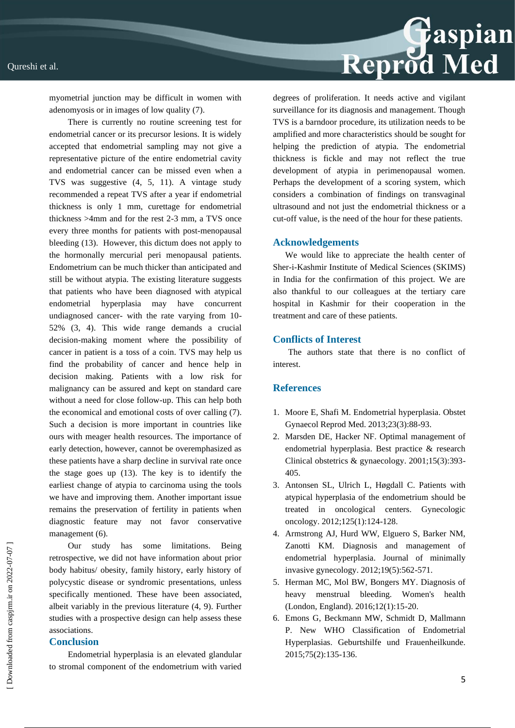myometrial junction may be difficult in women with adenomyosis or in images of low quality (7).

There is currently no routine screening test for endometrial cancer or its precursor lesions. It is widely accepted that endometrial sampling may not give a representative picture of the entire endometrial cavity and endometrial cancer can be missed even when a TVS was suggestive (4, 5, 11). A vintage study recommended a repeat TVS after a year if endometrial thickness is only 1 mm, curettage for endometrial thickness >4mm and for the rest 2-3 mm, a TVS once every three months for patients with post-menopausal bleeding (13). However, this dictum does not apply to the hormonally mercurial peri menopausal patients. Endometrium can be much thicker than anticipated and still be without atypia. The existing literature suggests that patients who have been diagnosed with atypical endometrial hyperplasia may have concurrent undiagnosed cancer- with the rate varying from 10-52% (3, 4). This wide range demands a crucial decision-making moment where the possibility of cancer in patient is a toss of a coin. TVS may help us find the probability of cancer and hence help in decision making. Patients with a low risk for malignancy can be assured and kept on standard care without a need for close follow-up. This can help both the economical and emotional costs of over calling (7). Such a decision is more important in countries like ours with meager health resources. The importance of early detection, however, cannot be overemphasized as these patients have a sharp decline in survival rate once the stage goes up (13). The key is to identify the earliest change of atypia to carcinoma using the tools we have and improving them. Another important issue remains the preservation of fertility in patients when diagnostic feature may not favor conservative management (6).

Our study has some limitations. Being retrospective, we did not have information about prior body habitus/ obesity, family history, early history of polycystic disease or syndromic presentations, unless specifically mentioned. These have been associated, albeit variably in the previous literature (4, 9). Further studies with a prospective design can help assess these associations.

## Conclusion

Endometrial hyperplasia is an elevated glandular to stromal component of the endometrium with varied degrees of proliferation. It needs active and vigilant surveillance for its diagnosis and management. Though TVS is a barndoor procedure, its utilization needs to be amplified and more characteristics should be sought for helping the prediction of atypia. The endometrial thickness is fickle and may not reflect the true development of atypia in perimenopausal women. Perhaps the development of a scoring system, which considers a combination of findings on transvaginal ultrasound and not just the endometrial thickness or a cut-off value, is the need of the hour for these patients.

## Acknowledgements

We would like to appreciate the health center of Sher-i-Kashmir Institute of Medical Sciences (SKIMS) in India for the confirmation of this project. We are also thankful to our colleagues at the tertiary care hospital in Kashmir for their cooperation in the treatment and care of these patients.

## Conflicts of Interest

The authors state that there is no conflict of interest.

## References

1. Moore E, Shafi M. Endometrial hyperplasia. Obstet Gynaecol Reprod Med. 2013;23(3):88-93.
2. Marsden DE, Hacker NF. Optimal management of endometrial hyperplasia. Best practice & research Clinical obstetrics & gynaecology. 2001;15(3):393-405.
3. Antonsen SL, Ulrich L, Høgdall C. Patients with atypical hyperplasia of the endometrium should be treated in oncological centers. Gynecologic oncology. 2012;125(1):124-128.
4. Armstrong AJ, Hurd WW, Elguero S, Barker NM, Zanotti KM. Diagnosis and management of endometrial hyperplasia. Journal of minimally invasive gynecology. 2012;19(5):562-571.
5. Herman MC, Mol BW, Bongers MY. Diagnosis of heavy menstrual bleeding. Women's health (London, England). 2016;12(1):15-20.
6. Emons G, Beckmann MW, Schmidt D, Mallmann P. New WHO Classification of Endometrial Hyperplasias. Geburtshilfe und Frauenheilkunde. 2015;75(2):135-136.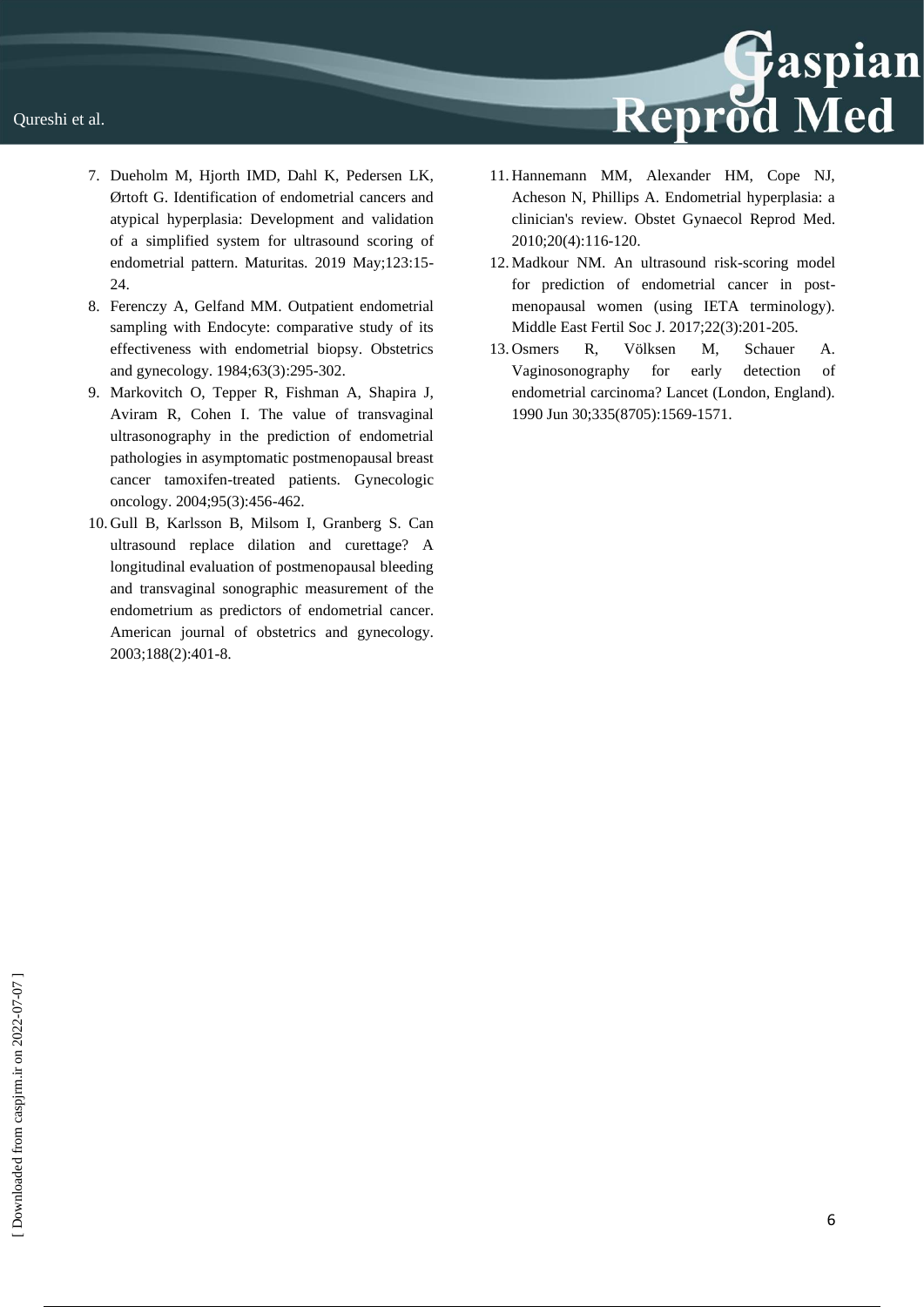7. Dueholm M, Hjorth IMD, Dahl K, Pedersen LK, Ørtoft G. Identification of endometrial cancers and atypical hyperplasia: Development and validation of a simplified system for ultrasound scoring of endometrial pattern. Maturitas. 2019 May;123:15-24.
8. Ferenczy A, Gelfand MM. Outpatient endometrial sampling with Endocyte: comparative study of its effectiveness with endometrial biopsy. Obstetrics and gynecology. 1984;63(3):295-302.
9. Markovitch O, Tepper R, Fishman A, Shapira J, Aviram R, Cohen I. The value of transvaginal ultrasonography in the prediction of endometrial pathologies in asymptomatic postmenopausal breast cancer tamoxifen-treated patients. Gynecologic oncology. 2004;95(3):456-462.
10. Gull B, Karlsson B, Milsom I, Granberg S. Can ultrasound replace dilation and curettage? A longitudinal evaluation of postmenopausal bleeding and transvaginal sonographic measurement of the endometrium as predictors of endometrial cancer. American journal of obstetrics and gynecology. 2003;188(2):401-8.
11. Hannemann MM, Alexander HM, Cope NJ, Acheson N, Phillips A. Endometrial hyperplasia: a clinician's review. Obstet Gynaecol Reprod Med. 2010;20(4):116-120.
12. Madkour NM. An ultrasound risk-scoring model for prediction of endometrial cancer in post-menopausal women (using IETA terminology). Middle East Fertil Soc J. 2017;22(3):201-205.
13. Osmers R, Völksen M, Schauer A. Vaginosonography for early detection of endometrial carcinoma? Lancet (London, England). 1990 Jun 30;335(8705):1569-1571.